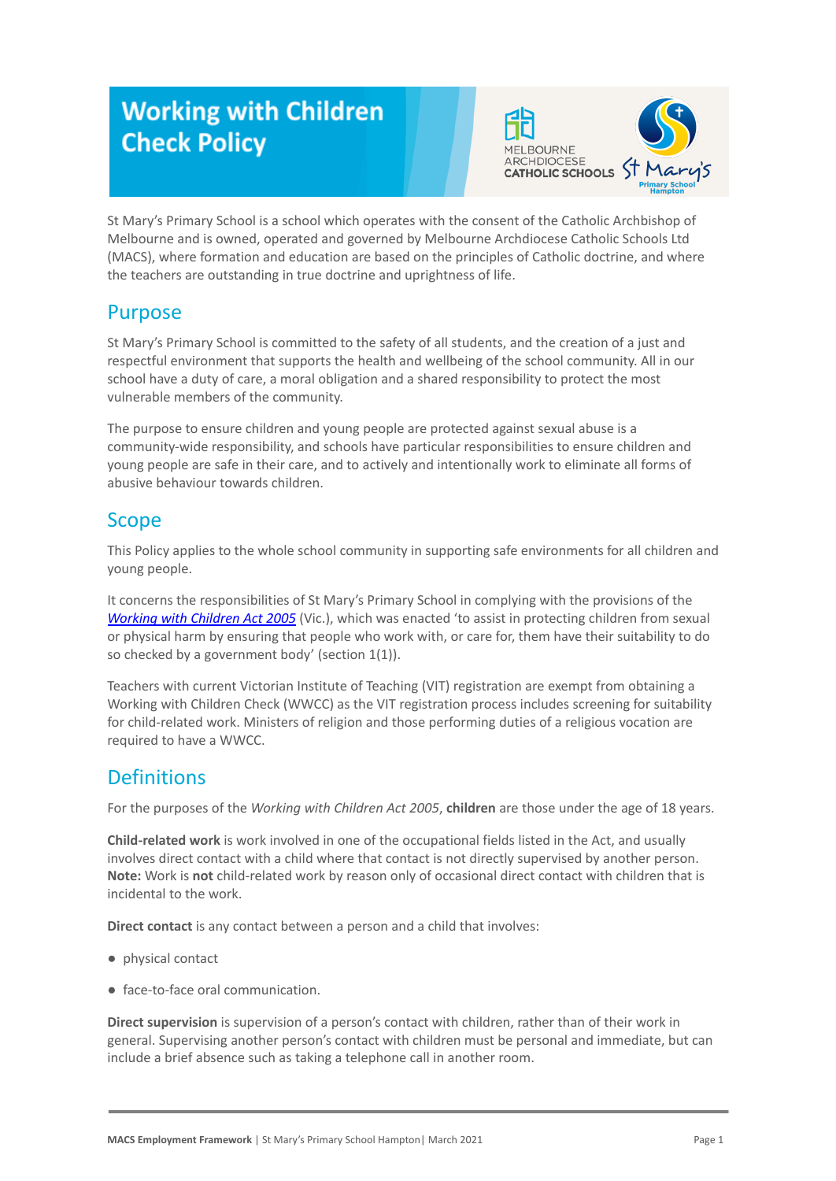# Working with Children Check Policy

St Mary's Primary School is a school which operates with the consent of the Catholic Archbishop of Melbourne and is owned, operated and governed by Melbourne Archdiocese Catholic Schools Ltd (MACS), where formation and education are based on the principles of Catholic doctrine, and where the teachers are outstanding in true doctrine and uprightness of life.

## Purpose

St Mary's Primary School is committed to the safety of all students, and the creation of a just and respectful environment that supports the health and wellbeing of the school community. All in our school have a duty of care, a moral obligation and a shared responsibility to protect the most vulnerable members of the community.

The purpose to ensure children and young people are protected against sexual abuse is a community-wide responsibility, and schools have particular responsibilities to ensure children and young people are safe in their care, and to actively and intentionally work to eliminate all forms of abusive behaviour towards children.

## Scope

This Policy applies to the whole school community in supporting safe environments for all children and young people.

It concerns the responsibilities of St Mary's Primary School in complying with the provisions of the *Working with Children Act 2005* (Vic.), which was enacted 'to assist in protecting children from sexual or physical harm by ensuring that people who work with, or care for, them have their suitability to do so checked by a government body' (section 1(1)).

Teachers with current Victorian Institute of Teaching (VIT) registration are exempt from obtaining a Working with Children Check (WWCC) as the VIT registration process includes screening for suitability for child-related work. Ministers of religion and those performing duties of a religious vocation are required to have a WWCC.

## Definitions

For the purposes of the *Working with Children Act 2005*, **children** are those under the age of 18 years.

**Child-related work** is work involved in one of the occupational fields listed in the Act, and usually involves direct contact with a child where that contact is not directly supervised by another person. **Note:** Work is **not** child-related work by reason only of occasional direct contact with children that is incidental to the work.

**Direct contact** is any contact between a person and a child that involves:

- physical contact
- face-to-face oral communication.

**Direct supervision** is supervision of a person's contact with children, rather than of their work in general. Supervising another person's contact with children must be personal and immediate, but can include a brief absence such as taking a telephone call in another room.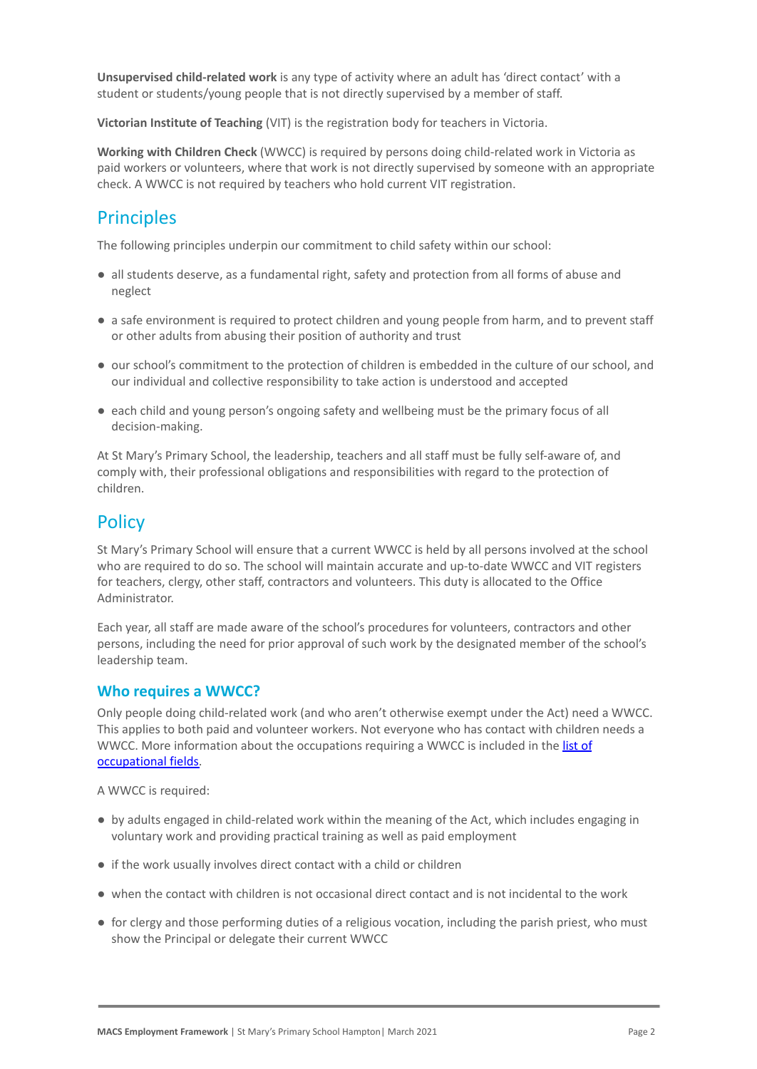**Unsupervised child-related work** is any type of activity where an adult has 'direct contact' with a student or students/young people that is not directly supervised by a member of staff.

**Victorian Institute of Teaching** (VIT) is the registration body for teachers in Victoria.

**Working with Children Check** (WWCC) is required by persons doing child-related work in Victoria as paid workers or volunteers, where that work is not directly supervised by someone with an appropriate check. A WWCC is not required by teachers who hold current VIT registration.

## Principles

The following principles underpin our commitment to child safety within our school:

- all students deserve, as a fundamental right, safety and protection from all forms of abuse and neglect
- a safe environment is required to protect children and young people from harm, and to prevent staff or other adults from abusing their position of authority and trust
- our school's commitment to the protection of children is embedded in the culture of our school, and our individual and collective responsibility to take action is understood and accepted
- each child and young person's ongoing safety and wellbeing must be the primary focus of all decision-making.

At St Mary's Primary School, the leadership, teachers and all staff must be fully self-aware of, and comply with, their professional obligations and responsibilities with regard to the protection of children.

## Policy

St Mary's Primary School will ensure that a current WWCC is held by all persons involved at the school who are required to do so. The school will maintain accurate and up-to-date WWCC and VIT registers for teachers, clergy, other staff, contractors and volunteers. This duty is allocated to the Office Administrator.

Each year, all staff are made aware of the school's procedures for volunteers, contractors and other persons, including the need for prior approval of such work by the designated member of the school's leadership team.

### Who requires a WWCC?

Only people doing child-related work (and who aren't otherwise exempt under the Act) need a WWCC. This applies to both paid and volunteer workers. Not everyone who has contact with children needs a WWCC. More information about the occupations requiring a WWCC is included in the list of occupational fields.

A WWCC is required:

- by adults engaged in child-related work within the meaning of the Act, which includes engaging in voluntary work and providing practical training as well as paid employment
- if the work usually involves direct contact with a child or children
- when the contact with children is not occasional direct contact and is not incidental to the work
- for clergy and those performing duties of a religious vocation, including the parish priest, who must show the Principal or delegate their current WWCC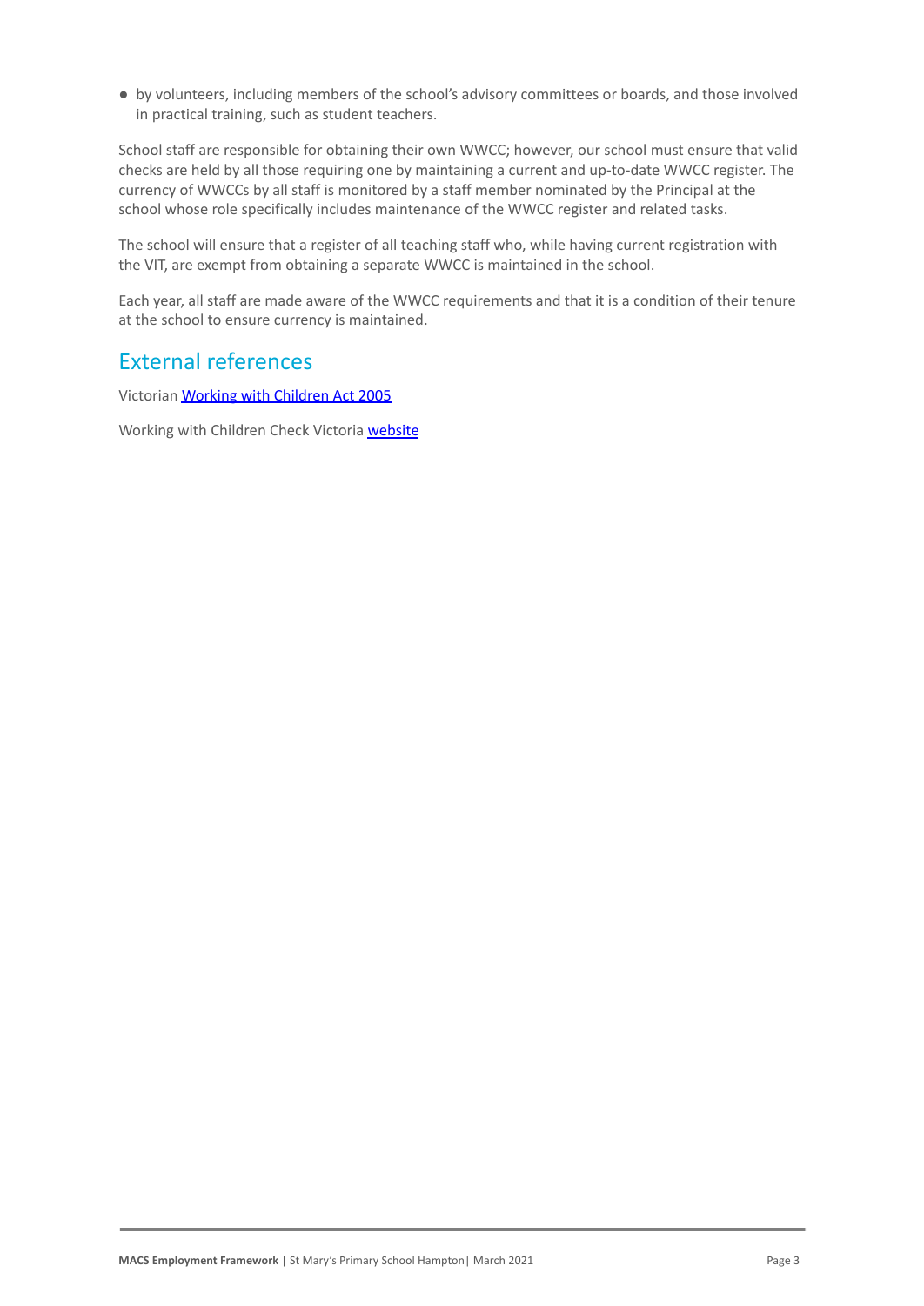- by volunteers, including members of the school's advisory committees or boards, and those involved in practical training, such as student teachers.

School staff are responsible for obtaining their own WWCC; however, our school must ensure that valid checks are held by all those requiring one by maintaining a current and up-to-date WWCC register. The currency of WWCCs by all staff is monitored by a staff member nominated by the Principal at the school whose role specifically includes maintenance of the WWCC register and related tasks.

The school will ensure that a register of all teaching staff who, while having current registration with the VIT, are exempt from obtaining a separate WWCC is maintained in the school.

Each year, all staff are made aware of the WWCC requirements and that it is a condition of their tenure at the school to ensure currency is maintained.

## External references

Victorian Working with Children Act 2005

Working with Children Check Victoria website